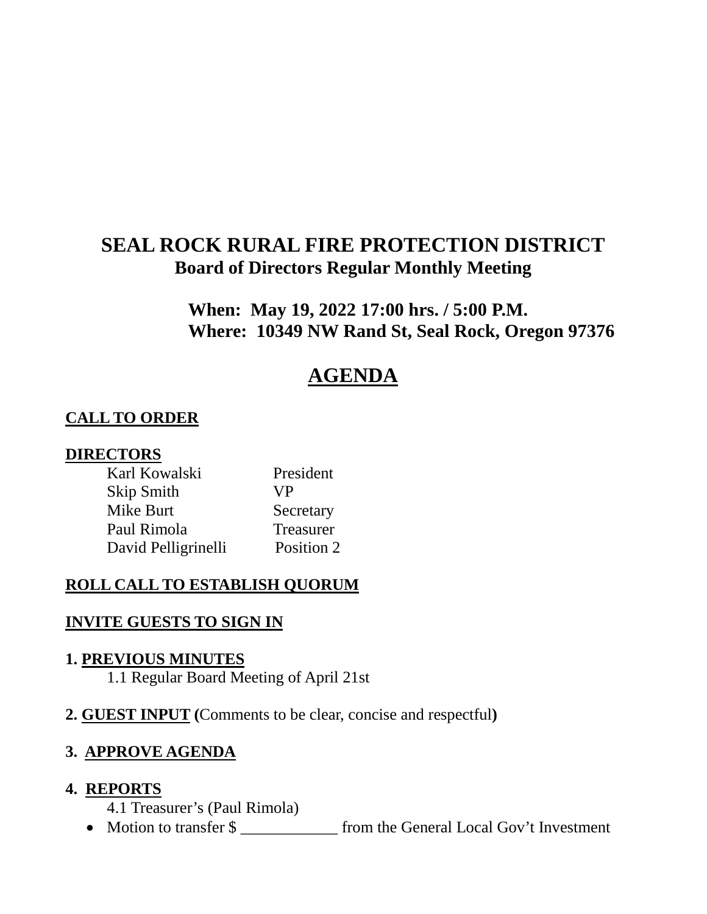# SEAL ROCK RURAL FIRE PROTECTION DISTRICT

## Board of Directors Regular Monthly Meeting

**When: May 19, 2022 17:00 hrs. / 5:00 P.M.**
**Where: 10349 NW Rand St, Seal Rock, Oregon 97376**

## AGENDA

**CALL TO ORDER**

**DIRECTORS**

| | |
|---|---|
| Karl Kowalski | President |
| Skip Smith | VP |
| Mike Burt | Secretary |
| Paul Rimola | Treasurer |
| David Pelligrinelli | Position 2 |

**ROLL CALL TO ESTABLISH QUORUM**

**INVITE GUESTS TO SIGN IN**

**1. PREVIOUS MINUTES**

1.1 Regular Board Meeting of April 21st

**2. GUEST INPUT (**Comments to be clear, concise and respectful**)**

**3. APPROVE AGENDA**

**4. REPORTS**

4.1 Treasurer's (Paul Rimola)

- Motion to transfer $ ____________ from the General Local Gov't Investment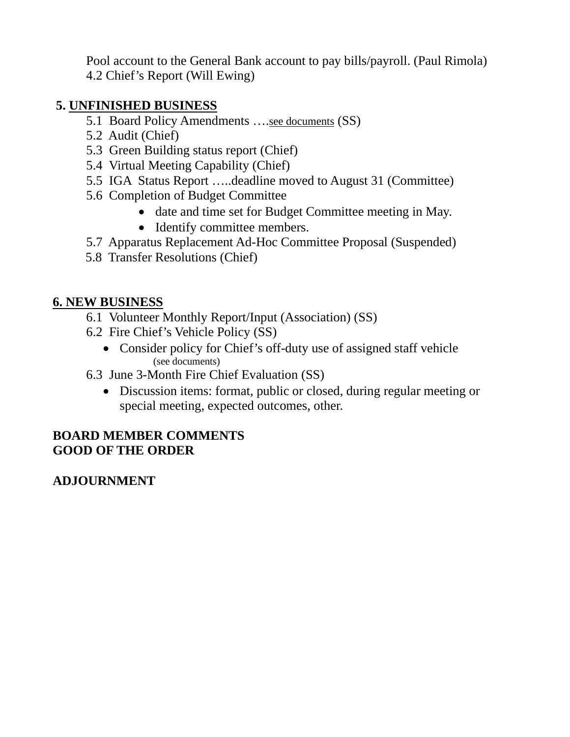Pool account to the General Bank account to pay bills/payroll. (Paul Rimola)

4.2 Chief's Report (Will Ewing)

**5. UNFINISHED BUSINESS**

5.1 Board Policy Amendments ….see documents (SS)
5.2 Audit (Chief)
5.3 Green Building status report (Chief)
5.4 Virtual Meeting Capability (Chief)
5.5 IGA Status Report …..deadline moved to August 31 (Committee)
5.6 Completion of Budget Committee
- date and time set for Budget Committee meeting in May.
- Identify committee members.

5.7 Apparatus Replacement Ad-Hoc Committee Proposal (Suspended)
5.8 Transfer Resolutions (Chief)

**6. NEW BUSINESS**

6.1 Volunteer Monthly Report/Input (Association) (SS)
6.2 Fire Chief's Vehicle Policy (SS)
- Consider policy for Chief's off-duty use of assigned staff vehicle (see documents)

6.3 June 3-Month Fire Chief Evaluation (SS)
- Discussion items: format, public or closed, during regular meeting or special meeting, expected outcomes, other.

**BOARD MEMBER COMMENTS**

**GOOD OF THE ORDER**

**ADJOURNMENT**